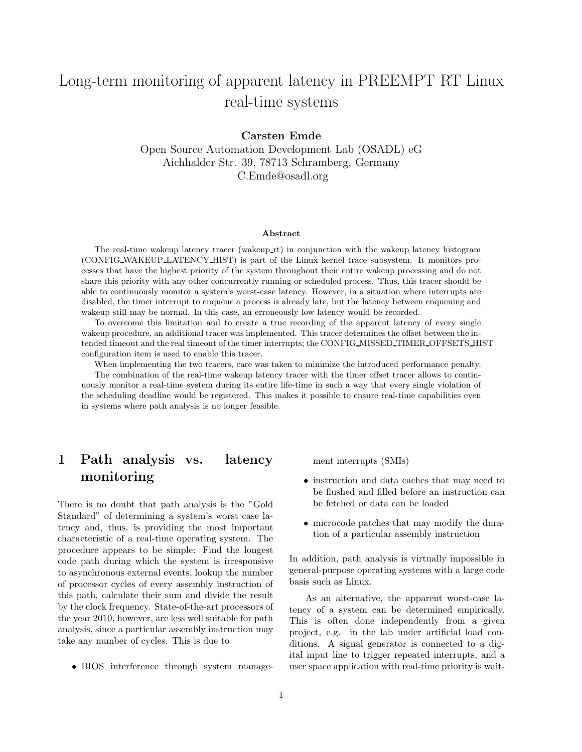# Long-term monitoring of apparent latency in PREEMPT_RT Linux real-time systems

**Carsten Emde**

Open Source Automation Development Lab (OSADL) eG
Aichhalder Str. 39, 78713 Schramberg, Germany
C.Emde@osadl.org

### Abstract

The real-time wakeup latency tracer (wakeup_rt) in conjunction with the wakeup latency histogram (CONFIG_WAKEUP_LATENCY_HIST) is part of the Linux kernel trace subsystem. It monitors processes that have the highest priority of the system throughout their entire wakeup processing and do not share this priority with any other concurrently running or scheduled process. Thus, this tracer should be able to continuously monitor a system's worst-case latency. However, in a situation where interrupts are disabled, the timer interrupt to enqueue a process is already late, but the latency between enqueuing and wakeup still may be normal. In this case, an erroneously low latency would be recorded.

To overcome this limitation and to create a true recording of the apparent latency of every single wakeup procedure, an additional tracer was implemented. This tracer determines the offset between the intended timeout and the real timeout of the timer interrupts; the CONFIG_MISSED_TIMER_OFFSETS_HIST configuration item is used to enable this tracer.

When implementing the two tracers, care was taken to minimize the introduced performance penalty.

The combination of the real-time wakeup latency tracer with the timer offset tracer allows to continuously monitor a real-time system during its entire life-time in such a way that every single violation of the scheduling deadline would be registered. This makes it possible to ensure real-time capabilities even in systems where path analysis is no longer feasible.

## 1 Path analysis vs. latency monitoring

There is no doubt that path analysis is the "Gold Standard" of determining a system's worst case latency and, thus, is providing the most important characteristic of a real-time operating system. The procedure appears to be simple: Find the longest code path during which the system is irresponsive to asynchronous external events, lookup the number of processor cycles of every assembly instruction of this path, calculate their sum and divide the result by the clock frequency. State-of-the-art processors of the year 2010, however, are less well suitable for path analysis, since a particular assembly instruction may take any number of cycles. This is due to

- BIOS interference through system management interrupts (SMIs)
- instruction and data caches that may need to be flushed and filled before an instruction can be fetched or data can be loaded
- microcode patches that may modify the duration of a particular assembly instruction

In addition, path analysis is virtually impossible in general-purpose operating systems with a large code basis such as Linux.

As an alternative, the apparent worst-case latency of a system can be determined empirically. This is often done independently from a given project, e.g. in the lab under artificial load conditions. A signal generator is connected to a digital input line to trigger repeated interrupts, and a user space application with real-time priority is wait-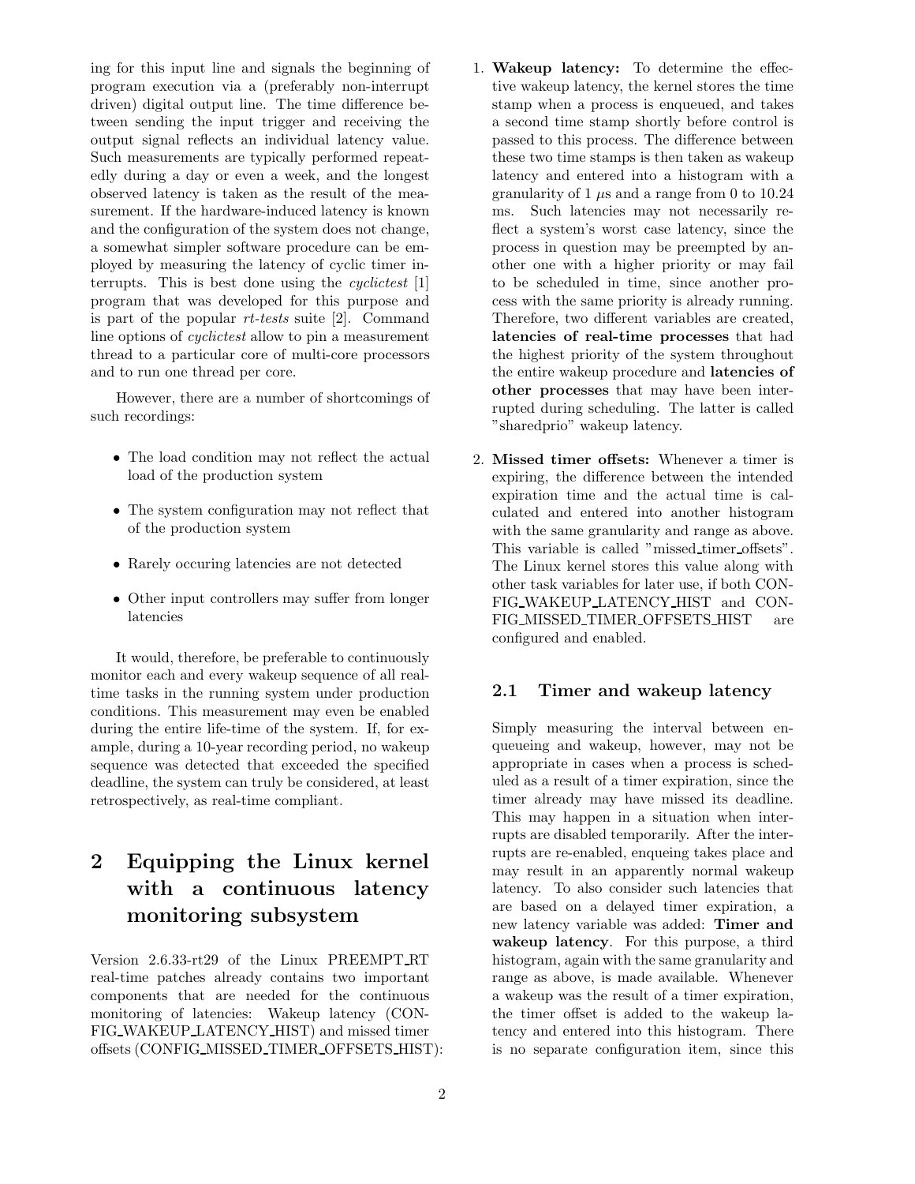ing for this input line and signals the beginning of program execution via a (preferably non-interrupt driven) digital output line. The time difference between sending the input trigger and receiving the output signal reflects an individual latency value. Such measurements are typically performed repeatedly during a day or even a week, and the longest observed latency is taken as the result of the measurement. If the hardware-induced latency is known and the configuration of the system does not change, a somewhat simpler software procedure can be employed by measuring the latency of cyclic timer interrupts. This is best done using the *cyclictest* [1] program that was developed for this purpose and is part of the popular *rt-tests* suite [2]. Command line options of *cyclictest* allow to pin a measurement thread to a particular core of multi-core processors and to run one thread per core.

However, there are a number of shortcomings of such recordings:

- The load condition may not reflect the actual load of the production system
- The system configuration may not reflect that of the production system
- Rarely occuring latencies are not detected
- Other input controllers may suffer from longer latencies

It would, therefore, be preferable to continuously monitor each and every wakeup sequence of all real-time tasks in the running system under production conditions. This measurement may even be enabled during the entire life-time of the system. If, for example, during a 10-year recording period, no wakeup sequence was detected that exceeded the specified deadline, the system can truly be considered, at least retrospectively, as real-time compliant.

# 2 Equipping the Linux kernel with a continuous latency monitoring subsystem

Version 2.6.33-rt29 of the Linux PREEMPT_RT real-time patches already contains two important components that are needed for the continuous monitoring of latencies: Wakeup latency (CONFIG_WAKEUP_LATENCY_HIST) and missed timer offsets (CONFIG_MISSED_TIMER_OFFSETS_HIST):

1. **Wakeup latency:** To determine the effective wakeup latency, the kernel stores the time stamp when a process is enqueued, and takes a second time stamp shortly before control is passed to this process. The difference between these two time stamps is then taken as wakeup latency and entered into a histogram with a granularity of 1 $\mu$s and a range from 0 to 10.24 ms. Such latencies may not necessarily reflect a system's worst case latency, since the process in question may be preempted by another one with a higher priority or may fail to be scheduled in time, since another process with the same priority is already running. Therefore, two different variables are created, **latencies of real-time processes** that had the highest priority of the system throughout the entire wakeup procedure and **latencies of other processes** that may have been interrupted during scheduling. The latter is called "sharedprio" wakeup latency.

2. **Missed timer offsets:** Whenever a timer is expiring, the difference between the intended expiration time and the actual time is calculated and entered into another histogram with the same granularity and range as above. This variable is called "missed_timer_offsets". The Linux kernel stores this value along with other task variables for later use, if both CONFIG_WAKEUP_LATENCY_HIST and CONFIG_MISSED_TIMER_OFFSETS_HIST are configured and enabled.

## 2.1 Timer and wakeup latency

Simply measuring the interval between enqueueing and wakeup, however, may not be appropriate in cases when a process is scheduled as a result of a timer expiration, since the timer already may have missed its deadline. This may happen in a situation when interrupts are disabled temporarily. After the interrupts are re-enabled, enqueing takes place and may result in an apparently normal wakeup latency. To also consider such latencies that are based on a delayed timer expiration, a new latency variable was added: **Timer and wakeup latency**. For this purpose, a third histogram, again with the same granularity and range as above, is made available. Whenever a wakeup was the result of a timer expiration, the timer offset is added to the wakeup latency and entered into this histogram. There is no separate configuration item, since this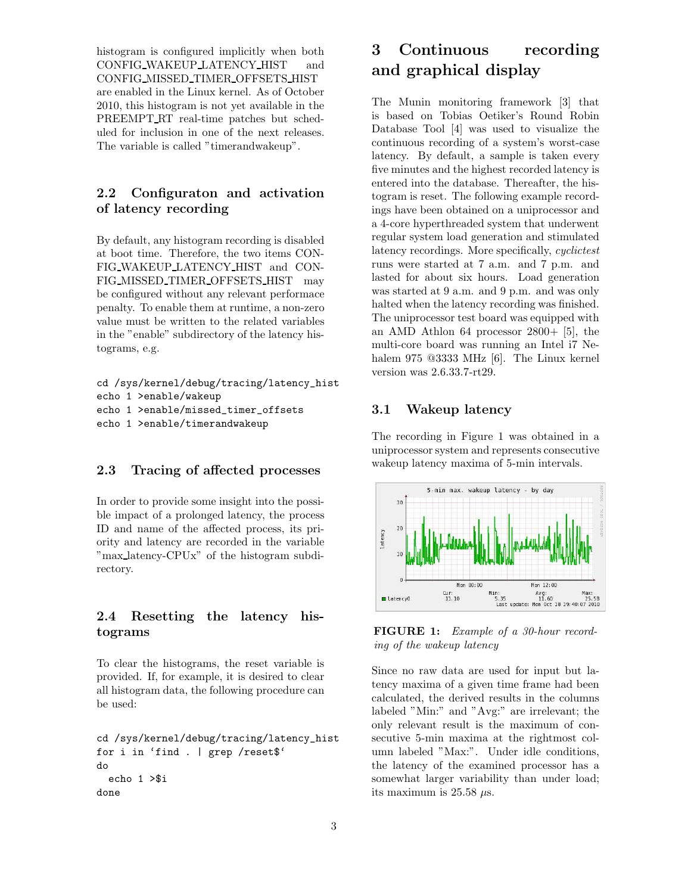histogram is configured implicitly when both CONFIG_WAKEUP_LATENCY_HIST and CONFIG_MISSED_TIMER_OFFSETS_HIST are enabled in the Linux kernel. As of October 2010, this histogram is not yet available in the PREEMPT_RT real-time patches but scheduled for inclusion in one of the next releases. The variable is called "timerandwakeup".

### 2.2 Configuraton and activation of latency recording

By default, any histogram recording is disabled at boot time. Therefore, the two items CONFIG_WAKEUP_LATENCY_HIST and CONFIG_MISSED_TIMER_OFFSETS_HIST may be configured without any relevant performace penalty. To enable them at runtime, a non-zero value must be written to the related variables in the "enable" subdirectory of the latency histograms, e.g.

```
cd /sys/kernel/debug/tracing/latency_hist
echo 1 >enable/wakeup
echo 1 >enable/missed_timer_offsets
echo 1 >enable/timerandwakeup
```

### 2.3 Tracing of affected processes

In order to provide some insight into the possible impact of a prolonged latency, the process ID and name of the affected process, its priority and latency are recorded in the variable "max_latency-CPUx" of the histogram subdirectory.

### 2.4 Resetting the latency histograms

To clear the histograms, the reset variable is provided. If, for example, it is desired to clear all histogram data, the following procedure can be used:

```
cd /sys/kernel/debug/tracing/latency_hist
for i in `find . | grep /reset$`
do
  echo 1 >$i
done
```

## 3 Continuous recording and graphical display

The Munin monitoring framework [3] that is based on Tobias Oetiker's Round Robin Database Tool [4] was used to visualize the continuous recording of a system's worst-case latency. By default, a sample is taken every five minutes and the highest recorded latency is entered into the database. Thereafter, the histogram is reset. The following example recordings have been obtained on a uniprocessor and a 4-core hyperthreaded system that underwent regular system load generation and stimulated latency recordings. More specifically, *cyclictest* runs were started at 7 a.m. and 7 p.m. and lasted for about six hours. Load generation was started at 9 a.m. and 9 p.m. and was only halted when the latency recording was finished. The uniprocessor test board was equipped with an AMD Athlon 64 processor 2800+ [5], the multi-core board was running an Intel i7 Nehalem 975 @3333 MHz [6]. The Linux kernel version was 2.6.33.7-rt29.

### 3.1 Wakeup latency

The recording in Figure 1 was obtained in a uniprocessor system and represents consecutive wakeup latency maxima of 5-min intervals.

**FIGURE 1:** *Example of a 30-hour recording of the wakeup latency*

Since no raw data are used for input but latency maxima of a given time frame had been calculated, the derived results in the columns labeled "Min:" and "Avg:" are irrelevant; the only relevant result is the maximum of consecutive 5-min maxima at the rightmost column labeled "Max:". Under idle conditions, the latency of the examined processor has a somewhat larger variability than under load; its maximum is 25.58 $\mu$s.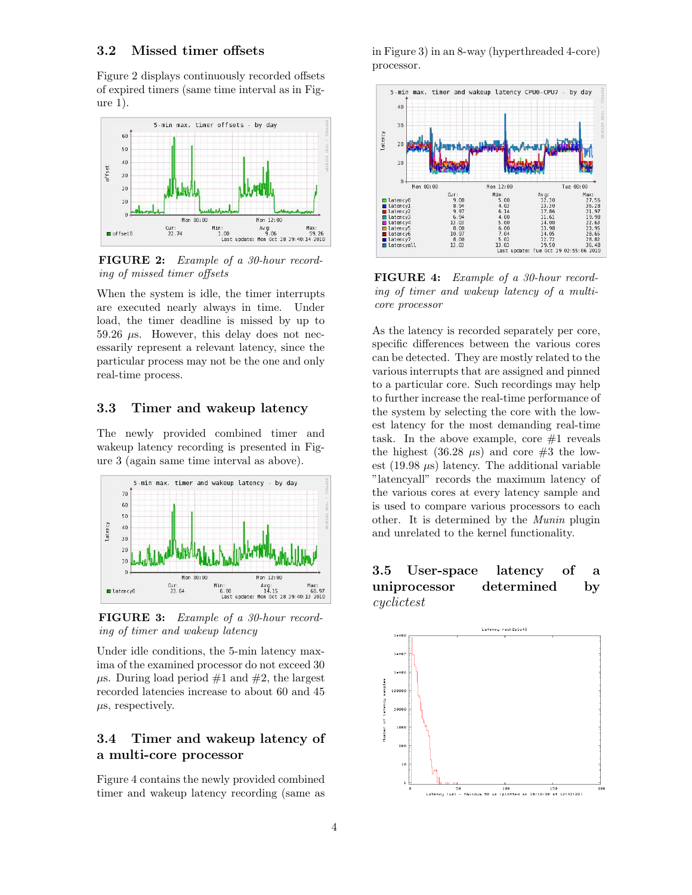## 3.2 Missed timer offsets

Figure 2 displays continuously recorded offsets of expired timers (same time interval as in Figure 1).

**FIGURE 2:** *Example of a 30-hour recording of missed timer offsets*

When the system is idle, the timer interrupts are executed nearly always in time. Under load, the timer deadline is missed by up to 59.26 $\mu$s. However, this delay does not necessarily represent a relevant latency, since the particular process may not be the one and only real-time process.

## 3.3 Timer and wakeup latency

The newly provided combined timer and wakeup latency recording is presented in Figure 3 (again same time interval as above).

**FIGURE 3:** *Example of a 30-hour recording of timer and wakeup latency*

Under idle conditions, the 5-min latency maxima of the examined processor do not exceed 30 $\mu$s. During load period #1 and #2, the largest recorded latencies increase to about 60 and 45 $\mu$s, respectively.

## 3.4 Timer and wakeup latency of a multi-core processor

Figure 4 contains the newly provided combined timer and wakeup latency recording (same as in Figure 3) in an 8-way (hyperthreaded 4-core) processor.

**FIGURE 4:** *Example of a 30-hour recording of timer and wakeup latency of a multi-core processor*

As the latency is recorded separately per core, specific differences between the various cores can be detected. They are mostly related to the various interrupts that are assigned and pinned to a particular core. Such recordings may help to further increase the real-time performance of the system by selecting the core with the lowest latency for the most demanding real-time task. In the above example, core #1 reveals the highest (36.28 $\mu$s) and core #3 the lowest (19.98 $\mu$s) latency. The additional variable "latencyall" records the maximum latency of the various cores at every latency sample and is used to compare various processors to each other. It is determined by the *Munin* plugin and unrelated to the kernel functionality.

## 3.5 User-space latency of a uniprocessor determined by *cyclictest*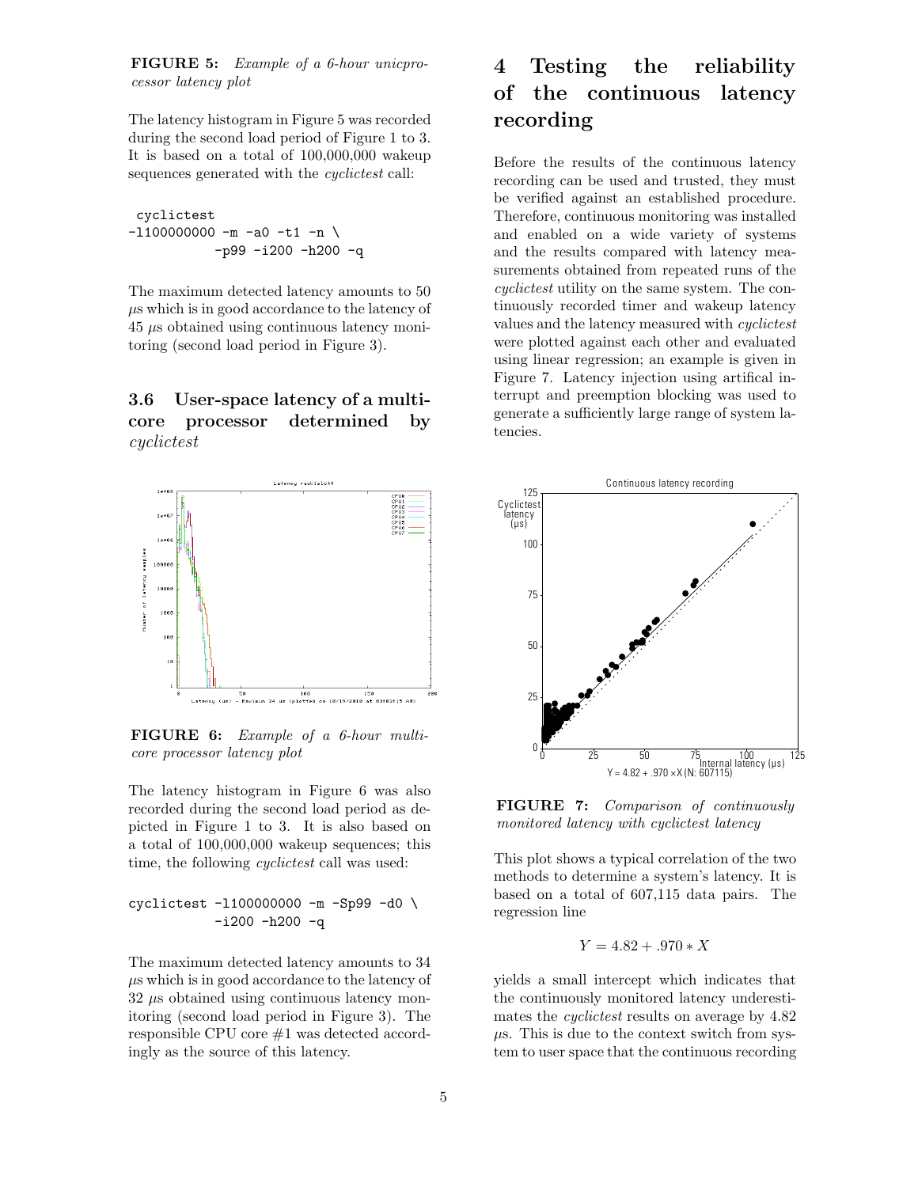**FIGURE 5:** *Example of a 6-hour unicprocessor latency plot*

The latency histogram in Figure 5 was recorded during the second load period of Figure 1 to 3. It is based on a total of 100,000,000 wakeup sequences generated with the *cyclictest* call:

```
cyclictest
-l100000000 -m -a0 -t1 -n \
          -p99 -i200 -h200 -q
```

The maximum detected latency amounts to 50 $\mu$s which is in good accordance to the latency of 45 $\mu$s obtained using continuous latency monitoring (second load period in Figure 3).

### 3.6 User-space latency of a multicore processor determined by *cyclictest*

**FIGURE 6:** *Example of a 6-hour multicore processor latency plot*

The latency histogram in Figure 6 was also recorded during the second load period as depicted in Figure 1 to 3. It is also based on a total of 100,000,000 wakeup sequences; this time, the following *cyclictest* call was used:

```
cyclictest -l100000000 -m -Sp99 -d0 \
          -i200 -h200 -q
```

The maximum detected latency amounts to 34 $\mu$s which is in good accordance to the latency of 32 $\mu$s obtained using continuous latency monitoring (second load period in Figure 3). The responsible CPU core #1 was detected accordingly as the source of this latency.

## 4 Testing the reliability of the continuous latency recording

Before the results of the continuous latency recording can be used and trusted, they must be verified against an established procedure. Therefore, continuous monitoring was installed and enabled on a wide variety of systems and the results compared with latency measurements obtained from repeated runs of the *cyclictest* utility on the same system. The continuously recorded timer and wakeup latency values and the latency measured with *cyclictest* were plotted against each other and evaluated using linear regression; an example is given in Figure 7. Latency injection using artifical interrupt and preemption blocking was used to generate a sufficiently large range of system latencies.

**FIGURE 7:** *Comparison of continuously monitored latency with cyclictest latency*

This plot shows a typical correlation of the two methods to determine a system's latency. It is based on a total of 607,115 data pairs. The regression line

$$Y = 4.82 + .970 * X$$

yields a small intercept which indicates that the continuously monitored latency underestimates the *cyclictest* results on average by 4.82 $\mu$s. This is due to the context switch from system to user space that the continuous recording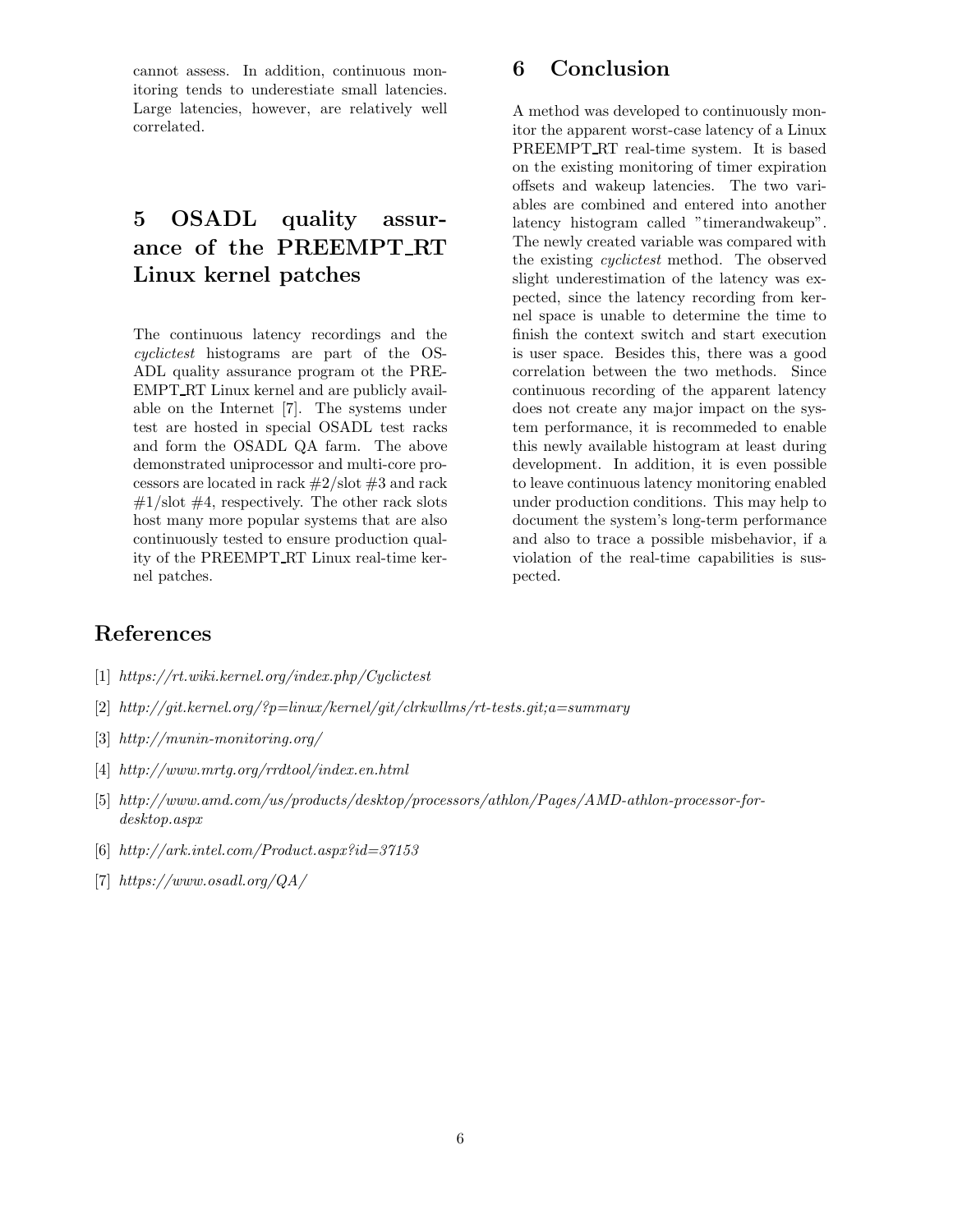cannot assess. In addition, continuous monitoring tends to underestiate small latencies. Large latencies, however, are relatively well correlated.

## 5 OSADL quality assurance of the PREEMPT_RT Linux kernel patches

The continuous latency recordings and the *cyclictest* histograms are part of the OSADL quality assurance program ot the PREEMPT_RT Linux kernel and are publicly available on the Internet [7]. The systems under test are hosted in special OSADL test racks and form the OSADL QA farm. The above demonstrated uniprocessor and multi-core processors are located in rack #2/slot #3 and rack #1/slot #4, respectively. The other rack slots host many more popular systems that are also continuously tested to ensure production quality of the PREEMPT_RT Linux real-time kernel patches.

## 6 Conclusion

A method was developed to continuously monitor the apparent worst-case latency of a Linux PREEMPT_RT real-time system. It is based on the existing monitoring of timer expiration offsets and wakeup latencies. The two variables are combined and entered into another latency histogram called "timerandwakeup". The newly created variable was compared with the existing *cyclictest* method. The observed slight underestimation of the latency was expected, since the latency recording from kernel space is unable to determine the time to finish the context switch and start execution is user space. Besides this, there was a good correlation between the two methods. Since continuous recording of the apparent latency does not create any major impact on the system performance, it is recommeded to enable this newly available histogram at least during development. In addition, it is even possible to leave continuous latency monitoring enabled under production conditions. This may help to document the system's long-term performance and also to trace a possible misbehavior, if a violation of the real-time capabilities is suspected.

## References

[1] *https://rt.wiki.kernel.org/index.php/Cyclictest*

[2] *http://git.kernel.org/?p=linux/kernel/git/clrkwllms/rt-tests.git;a=summary*

[3] *http://munin-monitoring.org/*

[4] *http://www.mrtg.org/rrdtool/index.en.html*

[5] *http://www.amd.com/us/products/desktop/processors/athlon/Pages/AMD-athlon-processor-for-desktop.aspx*

[6] *http://ark.intel.com/Product.aspx?id=37153*

[7] *https://www.osadl.org/QA/*